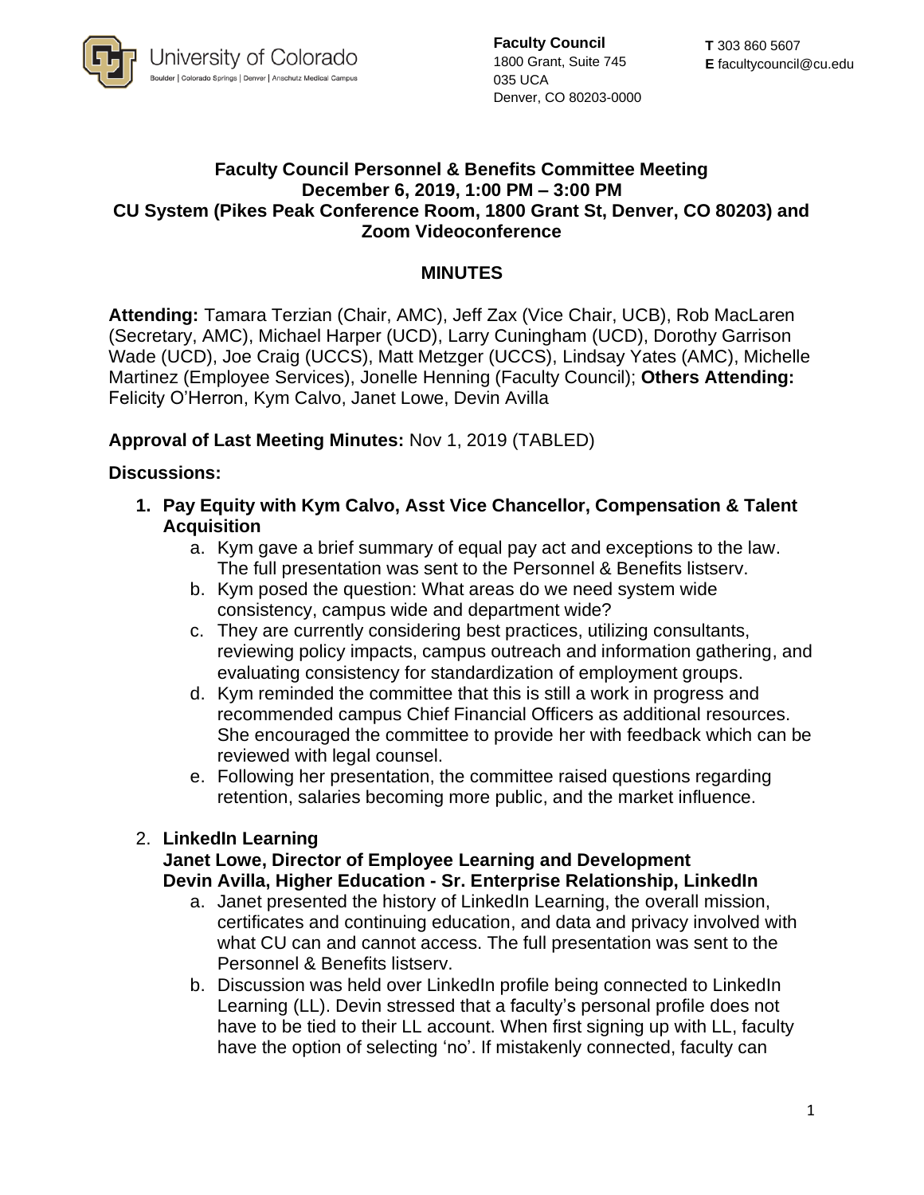University of Colorado
Boulder | Colorado Springs | Denver | Anschutz Medical Campus

**Faculty Council**
1800 Grant, Suite 745
035 UCA
Denver, CO 80203-0000

**T** 303 860 5607
**E** facultycouncil@cu.edu

# Faculty Council Personnel & Benefits Committee Meeting
## December 6, 2019, 1:00 PM – 3:00 PM
## CU System (Pikes Peak Conference Room, 1800 Grant St, Denver, CO 80203) and Zoom Videoconference

## MINUTES

**Attending:** Tamara Terzian (Chair, AMC), Jeff Zax (Vice Chair, UCB), Rob MacLaren (Secretary, AMC), Michael Harper (UCD), Larry Cuningham (UCD), Dorothy Garrison Wade (UCD), Joe Craig (UCCS), Matt Metzger (UCCS), Lindsay Yates (AMC), Michelle Martinez (Employee Services), Jonelle Henning (Faculty Council); **Others Attending:** Felicity O'Herron, Kym Calvo, Janet Lowe, Devin Avilla

**Approval of Last Meeting Minutes:** Nov 1, 2019 (TABLED)

**Discussions:**

1. **Pay Equity with Kym Calvo, Asst Vice Chancellor, Compensation & Talent Acquisition**
   a. Kym gave a brief summary of equal pay act and exceptions to the law. The full presentation was sent to the Personnel & Benefits listserv.
   b. Kym posed the question: What areas do we need system wide consistency, campus wide and department wide?
   c. They are currently considering best practices, utilizing consultants, reviewing policy impacts, campus outreach and information gathering, and evaluating consistency for standardization of employment groups.
   d. Kym reminded the committee that this is still a work in progress and recommended campus Chief Financial Officers as additional resources. She encouraged the committee to provide her with feedback which can be reviewed with legal counsel.
   e. Following her presentation, the committee raised questions regarding retention, salaries becoming more public, and the market influence.

2. **LinkedIn Learning**
   **Janet Lowe, Director of Employee Learning and Development**
   **Devin Avilla, Higher Education - Sr. Enterprise Relationship, LinkedIn**
   a. Janet presented the history of LinkedIn Learning, the overall mission, certificates and continuing education, and data and privacy involved with what CU can and cannot access. The full presentation was sent to the Personnel & Benefits listserv.
   b. Discussion was held over LinkedIn profile being connected to LinkedIn Learning (LL). Devin stressed that a faculty's personal profile does not have to be tied to their LL account. When first signing up with LL, faculty have the option of selecting 'no'. If mistakenly connected, faculty can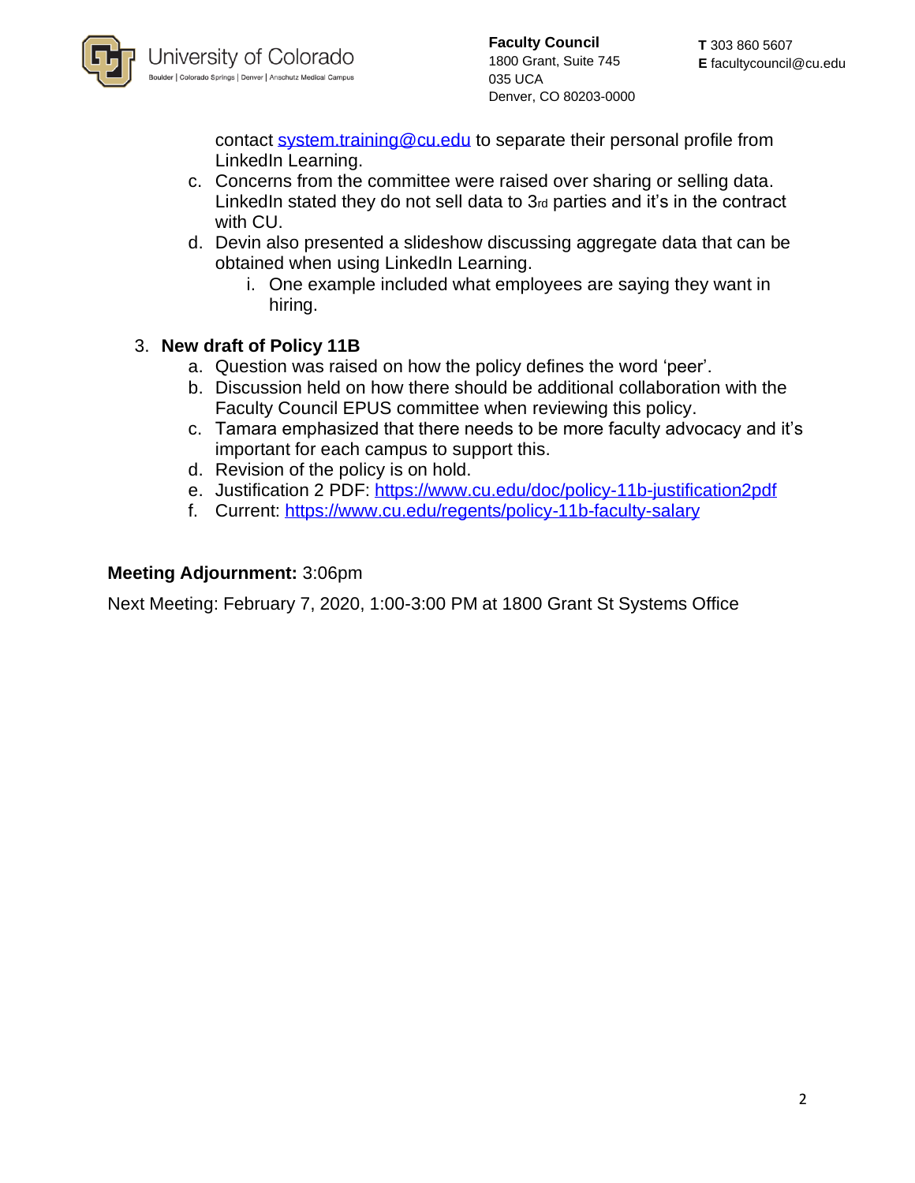contact system.training@cu.edu to separate their personal profile from LinkedIn Learning.

c. Concerns from the committee were raised over sharing or selling data. LinkedIn stated they do not sell data to 3rd parties and it's in the contract with CU.
d. Devin also presented a slideshow discussing aggregate data that can be obtained when using LinkedIn Learning.
    i. One example included what employees are saying they want in hiring.

3. **New draft of Policy 11B**
    a. Question was raised on how the policy defines the word 'peer'.
    b. Discussion held on how there should be additional collaboration with the Faculty Council EPUS committee when reviewing this policy.
    c. Tamara emphasized that there needs to be more faculty advocacy and it's important for each campus to support this.
    d. Revision of the policy is on hold.
    e. Justification 2 PDF: https://www.cu.edu/doc/policy-11b-justification2pdf
    f. Current: https://www.cu.edu/regents/policy-11b-faculty-salary

**Meeting Adjournment:** 3:06pm

Next Meeting: February 7, 2020, 1:00-3:00 PM at 1800 Grant St Systems Office